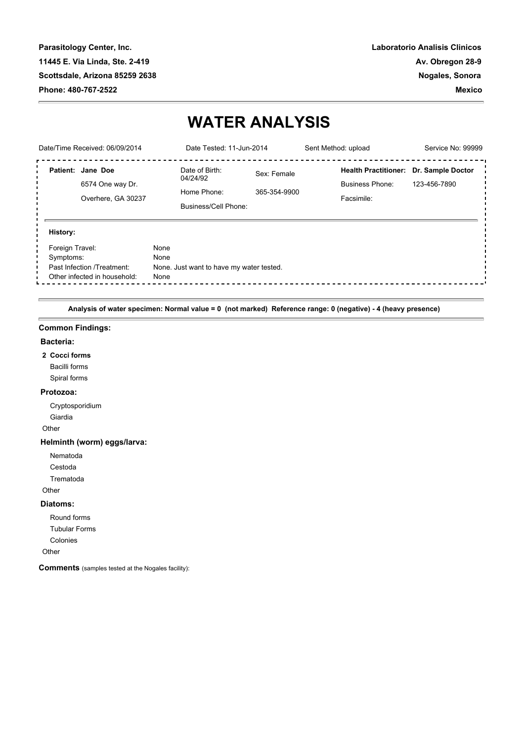**Parasitology Center, Inc.**
**11445 E. Via Linda, Ste. 2-419**
**Scottsdale, Arizona 85259 2638**
**Phone: 480-767-2522**

**Laboratorio Analisis Clinicos**
**Av. Obregon 28-9**
**Nogales, Sonora**
**Mexico**

# WATER ANALYSIS

| Date/Time Received: 06/09/2014 | Date Tested: 11-Jun-2014 | Sent Method: upload | Service No: 99999 |
|---|---|---|---|

| | | | | |
|---|---|---|---|---|
| **Patient: Jane Doe** | Date of Birth: 04/24/92 | Sex: Female | **Health Practitioner:** | **Dr. Sample Doctor** |
| 6574 One way Dr. | Home Phone: | 365-354-9900 | Business Phone: | 123-456-7890 |
| Overhere, GA 30237 | Business/Cell Phone: | | Facsimile: | |

**History:**

| | |
|---|---|
| Foreign Travel: | None |
| Symptoms: | None |
| Past Infection /Treatment: | None. Just want to have my water tested. |
| Other infected in household: | None |

**Analysis of water specimen: Normal value = 0 (not marked) Reference range: 0 (negative) - 4 (heavy presence)**

**Common Findings:**

**Bacteria:**

- **2 Cocci forms**
- Bacilli forms
- Spiral forms

**Protozoa:**

- Cryptosporidium
- Giardia
- Other

**Helminth (worm) eggs/larva:**

- Nematoda
- Cestoda
- Trematoda
- Other

**Diatoms:**

- Round forms
- Tubular Forms
- Colonies
- Other

**Comments** (samples tested at the Nogales facility):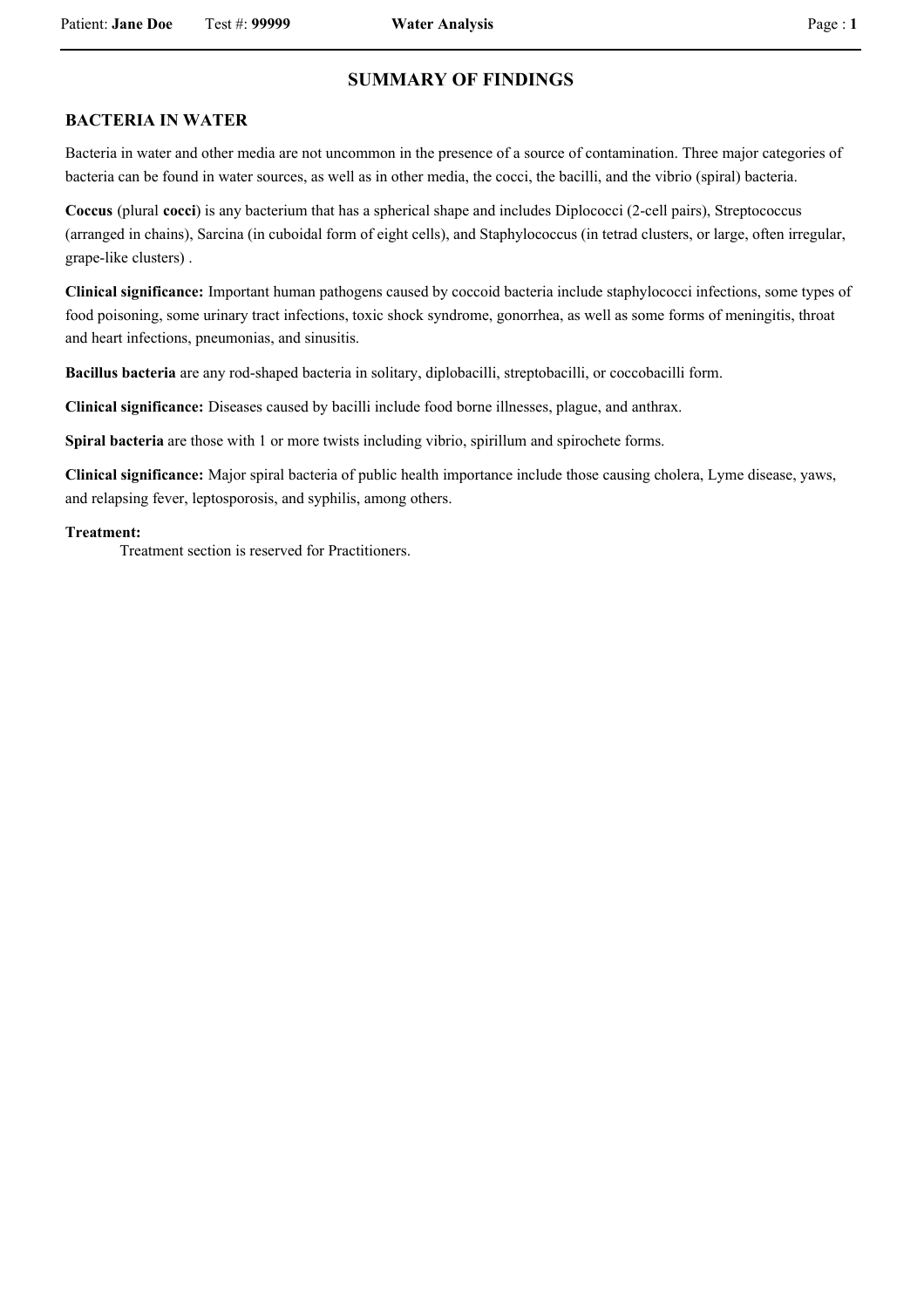## SUMMARY OF FINDINGS

### BACTERIA IN WATER

Bacteria in water and other media are not uncommon in the presence of a source of contamination. Three major categories of bacteria can be found in water sources, as well as in other media, the cocci, the bacilli, and the vibrio (spiral) bacteria.

**Coccus** (plural **cocci**) is any bacterium that has a spherical shape and includes Diplococci (2-cell pairs), Streptococcus (arranged in chains), Sarcina (in cuboidal form of eight cells), and Staphylococcus (in tetrad clusters, or large, often irregular, grape-like clusters) .

**Clinical significance:** Important human pathogens caused by coccoid bacteria include staphylococci infections, some types of food poisoning, some urinary tract infections, toxic shock syndrome, gonorrhea, as well as some forms of meningitis, throat and heart infections, pneumonias, and sinusitis.

**Bacillus bacteria** are any rod-shaped bacteria in solitary, diplobacilli, streptobacilli, or coccobacilli form.

**Clinical significance:** Diseases caused by bacilli include food borne illnesses, plague, and anthrax.

**Spiral bacteria** are those with 1 or more twists including vibrio, spirillum and spirochete forms.

**Clinical significance:** Major spiral bacteria of public health importance include those causing cholera, Lyme disease, yaws, and relapsing fever, leptosporosis, and syphilis, among others.

**Treatment:**

Treatment section is reserved for Practitioners.